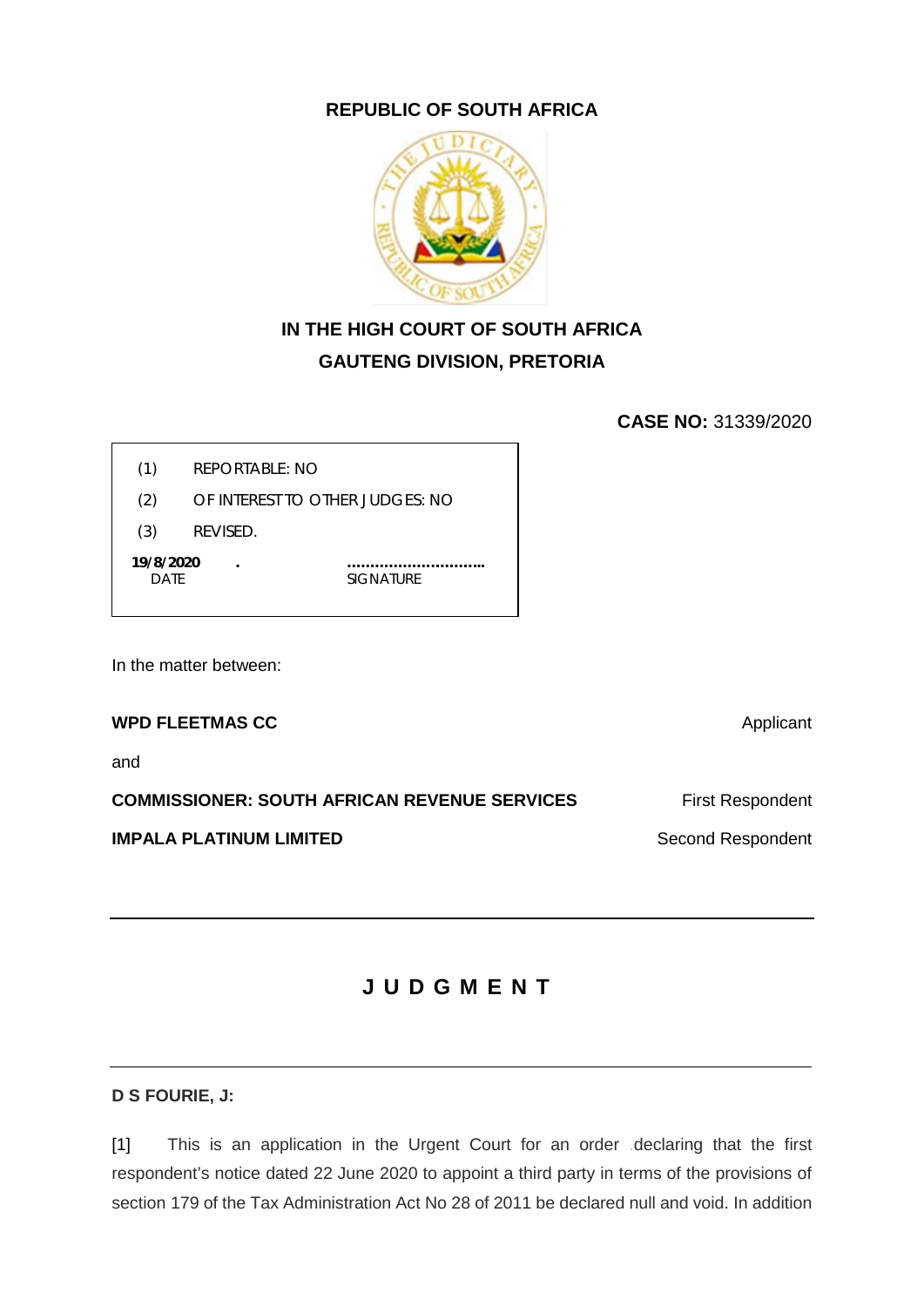**REPUBLIC OF SOUTH AFRICA**

**IN THE HIGH COURT OF SOUTH AFRICA**
**GAUTENG DIVISION, PRETORIA**

**CASE NO:** 31339/2020

| | |
|---|---|
| (1) | REPORTABLE: NO |
| (2) | OF INTEREST TO OTHER JUDGES: NO |
| (3) | REVISED. |

**19/8/2020** .  ..............................
DATE  SIGNATURE

In the matter between:

**WPD FLEETMAS CC** Applicant

and

**COMMISSIONER: SOUTH AFRICAN REVENUE SERVICES** First Respondent

**IMPALA PLATINUM LIMITED** Second Respondent

---

# J U D G M E N T

---

**D S FOURIE, J:**

[1] This is an application in the Urgent Court for an order declaring that the first respondent's notice dated 22 June 2020 to appoint a third party in terms of the provisions of section 179 of the Tax Administration Act No 28 of 2011 be declared null and void. In addition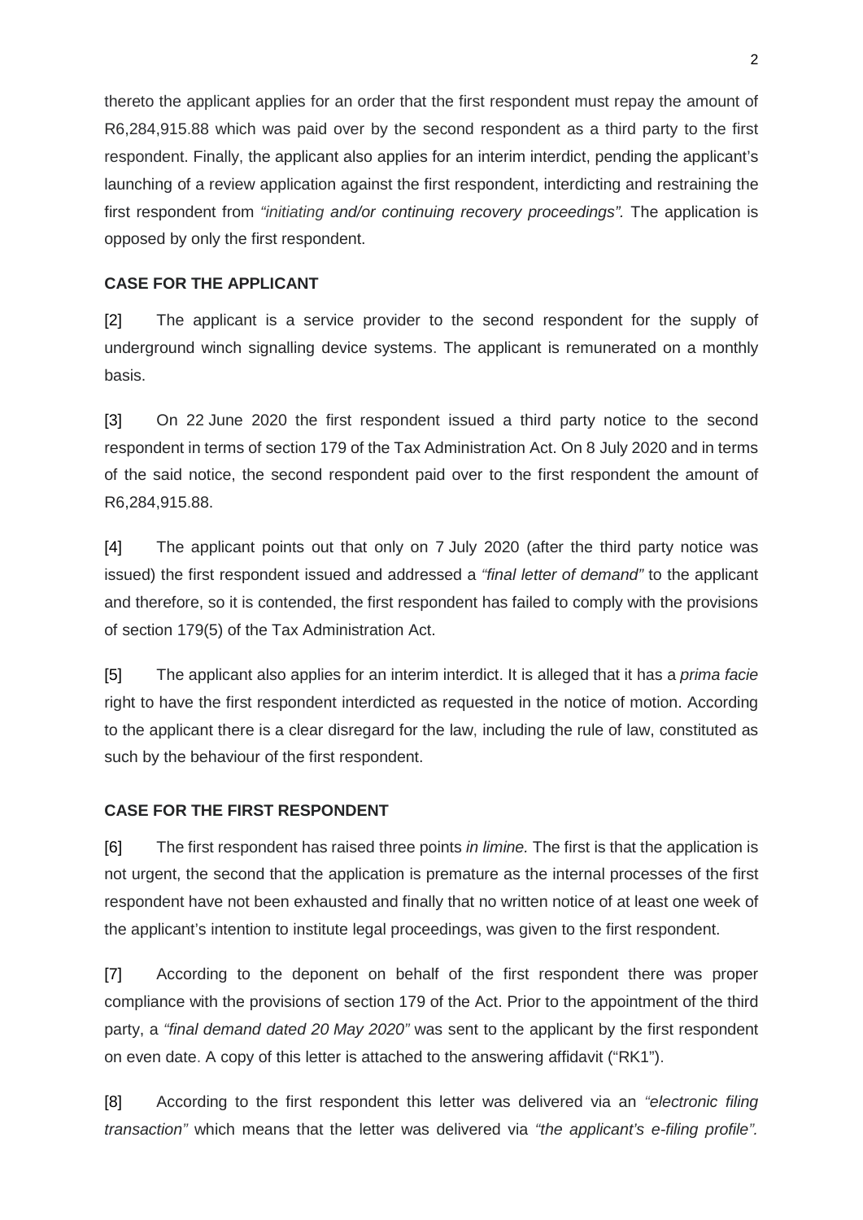thereto the applicant applies for an order that the first respondent must repay the amount of R6,284,915.88 which was paid over by the second respondent as a third party to the first respondent. Finally, the applicant also applies for an interim interdict, pending the applicant's launching of a review application against the first respondent, interdicting and restraining the first respondent from *"initiating and/or continuing recovery proceedings".* The application is opposed by only the first respondent.

**CASE FOR THE APPLICANT**

[2] The applicant is a service provider to the second respondent for the supply of underground winch signalling device systems. The applicant is remunerated on a monthly basis.

[3] On 22 June 2020 the first respondent issued a third party notice to the second respondent in terms of section 179 of the Tax Administration Act. On 8 July 2020 and in terms of the said notice, the second respondent paid over to the first respondent the amount of R6,284,915.88.

[4] The applicant points out that only on 7 July 2020 (after the third party notice was issued) the first respondent issued and addressed a *"final letter of demand"* to the applicant and therefore, so it is contended, the first respondent has failed to comply with the provisions of section 179(5) of the Tax Administration Act.

[5] The applicant also applies for an interim interdict. It is alleged that it has a *prima facie* right to have the first respondent interdicted as requested in the notice of motion. According to the applicant there is a clear disregard for the law, including the rule of law, constituted as such by the behaviour of the first respondent.

**CASE FOR THE FIRST RESPONDENT**

[6] The first respondent has raised three points *in limine.* The first is that the application is not urgent, the second that the application is premature as the internal processes of the first respondent have not been exhausted and finally that no written notice of at least one week of the applicant's intention to institute legal proceedings, was given to the first respondent.

[7] According to the deponent on behalf of the first respondent there was proper compliance with the provisions of section 179 of the Act. Prior to the appointment of the third party, a *"final demand dated 20 May 2020"* was sent to the applicant by the first respondent on even date. A copy of this letter is attached to the answering affidavit ("RK1").

[8] According to the first respondent this letter was delivered via an *"electronic filing transaction"* which means that the letter was delivered via *"the applicant's e-filing profile".*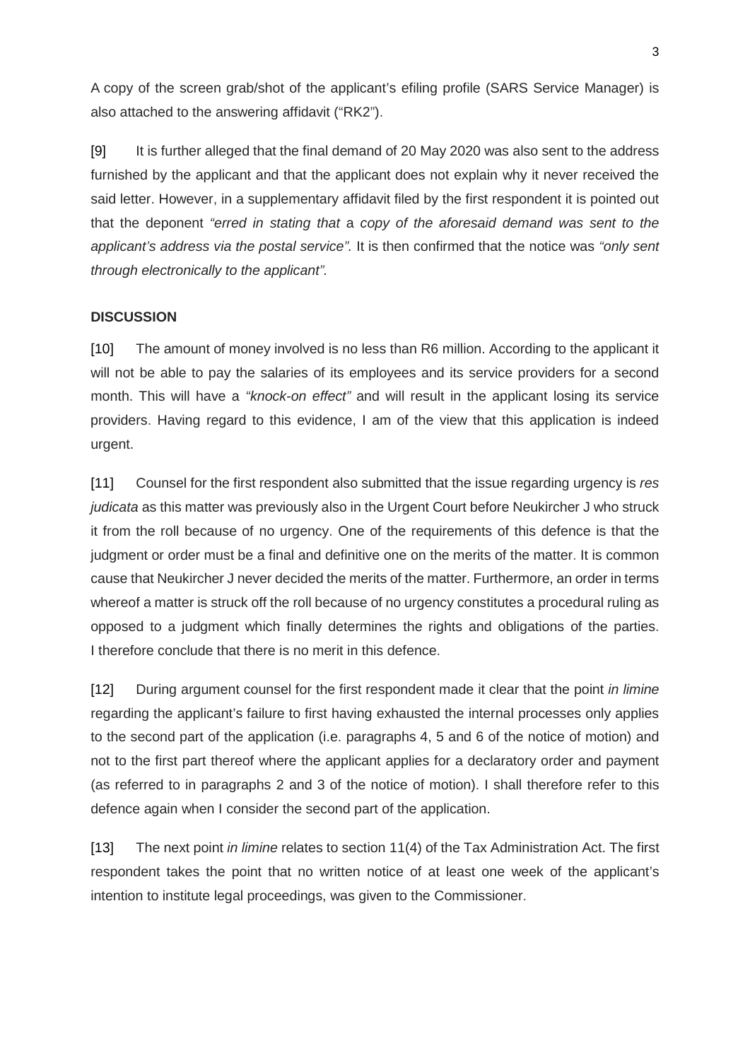A copy of the screen grab/shot of the applicant's efiling profile (SARS Service Manager) is also attached to the answering affidavit ("RK2").

[9] It is further alleged that the final demand of 20 May 2020 was also sent to the address furnished by the applicant and that the applicant does not explain why it never received the said letter. However, in a supplementary affidavit filed by the first respondent it is pointed out that the deponent *"erred in stating that* a *copy of the aforesaid demand was sent to the applicant's address via the postal service".* It is then confirmed that the notice was *"only sent through electronically to the applicant".*

**DISCUSSION**

[10] The amount of money involved is no less than R6 million. According to the applicant it will not be able to pay the salaries of its employees and its service providers for a second month. This will have a *"knock-on effect"* and will result in the applicant losing its service providers. Having regard to this evidence, I am of the view that this application is indeed urgent.

[11] Counsel for the first respondent also submitted that the issue regarding urgency is *res judicata* as this matter was previously also in the Urgent Court before Neukircher J who struck it from the roll because of no urgency. One of the requirements of this defence is that the judgment or order must be a final and definitive one on the merits of the matter. It is common cause that Neukircher J never decided the merits of the matter. Furthermore, an order in terms whereof a matter is struck off the roll because of no urgency constitutes a procedural ruling as opposed to a judgment which finally determines the rights and obligations of the parties. I therefore conclude that there is no merit in this defence.

[12] During argument counsel for the first respondent made it clear that the point *in limine* regarding the applicant's failure to first having exhausted the internal processes only applies to the second part of the application (i.e. paragraphs 4, 5 and 6 of the notice of motion) and not to the first part thereof where the applicant applies for a declaratory order and payment (as referred to in paragraphs 2 and 3 of the notice of motion). I shall therefore refer to this defence again when I consider the second part of the application.

[13] The next point *in limine* relates to section 11(4) of the Tax Administration Act. The first respondent takes the point that no written notice of at least one week of the applicant's intention to institute legal proceedings, was given to the Commissioner.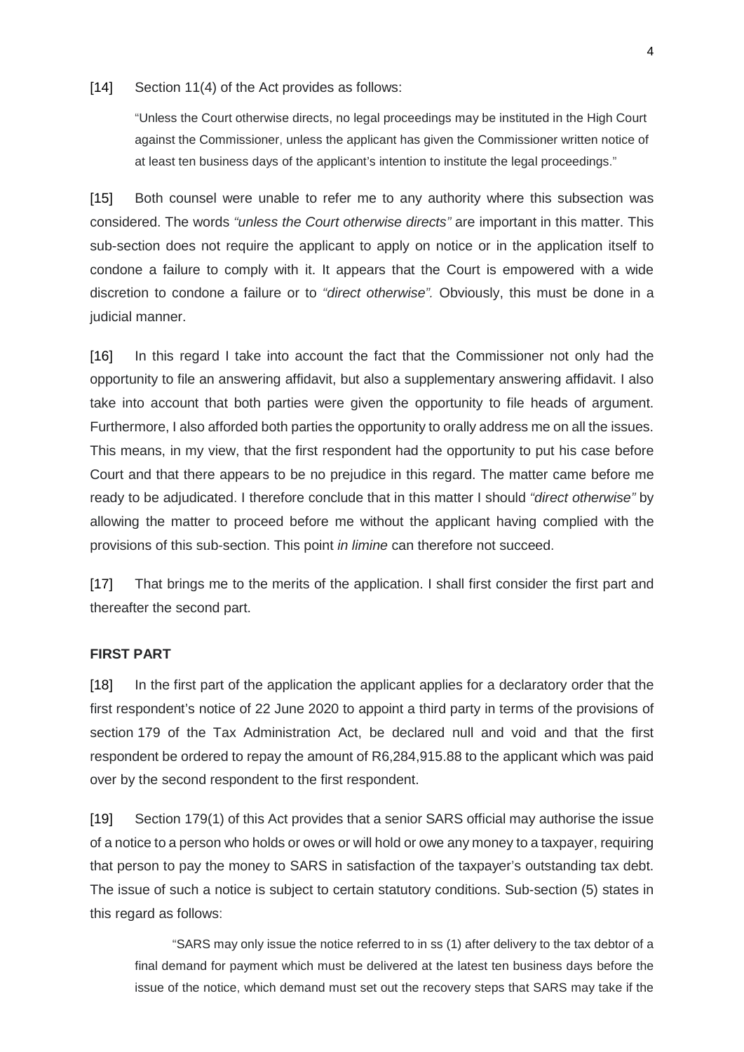[14] Section 11(4) of the Act provides as follows:

> "Unless the Court otherwise directs, no legal proceedings may be instituted in the High Court against the Commissioner, unless the applicant has given the Commissioner written notice of at least ten business days of the applicant's intention to institute the legal proceedings."

[15] Both counsel were unable to refer me to any authority where this subsection was considered. The words *"unless the Court otherwise directs"* are important in this matter. This sub-section does not require the applicant to apply on notice or in the application itself to condone a failure to comply with it. It appears that the Court is empowered with a wide discretion to condone a failure or to *"direct otherwise".* Obviously, this must be done in a judicial manner.

[16] In this regard I take into account the fact that the Commissioner not only had the opportunity to file an answering affidavit, but also a supplementary answering affidavit. I also take into account that both parties were given the opportunity to file heads of argument. Furthermore, I also afforded both parties the opportunity to orally address me on all the issues. This means, in my view, that the first respondent had the opportunity to put his case before Court and that there appears to be no prejudice in this regard. The matter came before me ready to be adjudicated. I therefore conclude that in this matter I should *"direct otherwise"* by allowing the matter to proceed before me without the applicant having complied with the provisions of this sub-section. This point *in limine* can therefore not succeed.

[17] That brings me to the merits of the application. I shall first consider the first part and thereafter the second part.

**FIRST PART**

[18] In the first part of the application the applicant applies for a declaratory order that the first respondent's notice of 22 June 2020 to appoint a third party in terms of the provisions of section 179 of the Tax Administration Act, be declared null and void and that the first respondent be ordered to repay the amount of R6,284,915.88 to the applicant which was paid over by the second respondent to the first respondent.

[19] Section 179(1) of this Act provides that a senior SARS official may authorise the issue of a notice to a person who holds or owes or will hold or owe any money to a taxpayer, requiring that person to pay the money to SARS in satisfaction of the taxpayer's outstanding tax debt. The issue of such a notice is subject to certain statutory conditions. Sub-section (5) states in this regard as follows:

> "SARS may only issue the notice referred to in ss (1) after delivery to the tax debtor of a final demand for payment which must be delivered at the latest ten business days before the issue of the notice, which demand must set out the recovery steps that SARS may take if the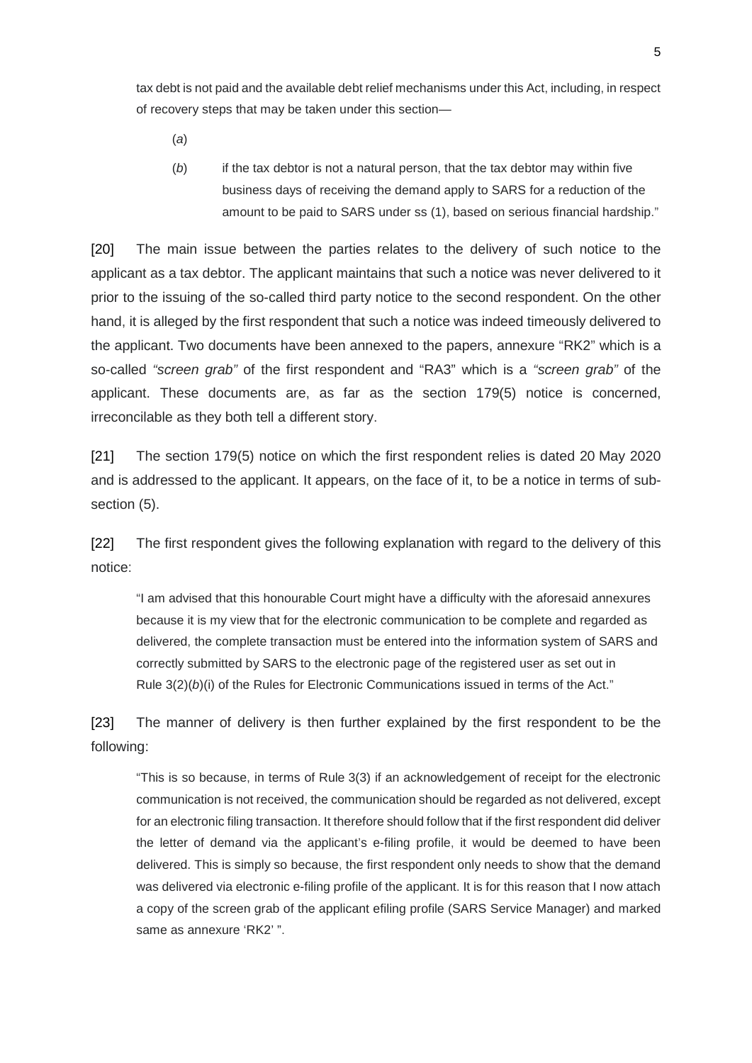tax debt is not paid and the available debt relief mechanisms under this Act, including, in respect of recovery steps that may be taken under this section—

> (*a*)
>
> (*b*) if the tax debtor is not a natural person, that the tax debtor may within five business days of receiving the demand apply to SARS for a reduction of the amount to be paid to SARS under ss (1), based on serious financial hardship."

[20] The main issue between the parties relates to the delivery of such notice to the applicant as a tax debtor. The applicant maintains that such a notice was never delivered to it prior to the issuing of the so-called third party notice to the second respondent. On the other hand, it is alleged by the first respondent that such a notice was indeed timeously delivered to the applicant. Two documents have been annexed to the papers, annexure "RK2" which is a so-called *"screen grab"* of the first respondent and "RA3" which is a *"screen grab"* of the applicant. These documents are, as far as the section 179(5) notice is concerned, irreconcilable as they both tell a different story.

[21] The section 179(5) notice on which the first respondent relies is dated 20 May 2020 and is addressed to the applicant. It appears, on the face of it, to be a notice in terms of sub-section (5).

[22] The first respondent gives the following explanation with regard to the delivery of this notice:

> "I am advised that this honourable Court might have a difficulty with the aforesaid annexures because it is my view that for the electronic communication to be complete and regarded as delivered, the complete transaction must be entered into the information system of SARS and correctly submitted by SARS to the electronic page of the registered user as set out in Rule 3(2)(*b*)(i) of the Rules for Electronic Communications issued in terms of the Act."

[23] The manner of delivery is then further explained by the first respondent to be the following:

> "This is so because, in terms of Rule 3(3) if an acknowledgement of receipt for the electronic communication is not received, the communication should be regarded as not delivered, except for an electronic filing transaction. It therefore should follow that if the first respondent did deliver the letter of demand via the applicant's e-filing profile, it would be deemed to have been delivered. This is simply so because, the first respondent only needs to show that the demand was delivered via electronic e-filing profile of the applicant. It is for this reason that I now attach a copy of the screen grab of the applicant efiling profile (SARS Service Manager) and marked same as annexure 'RK2' ".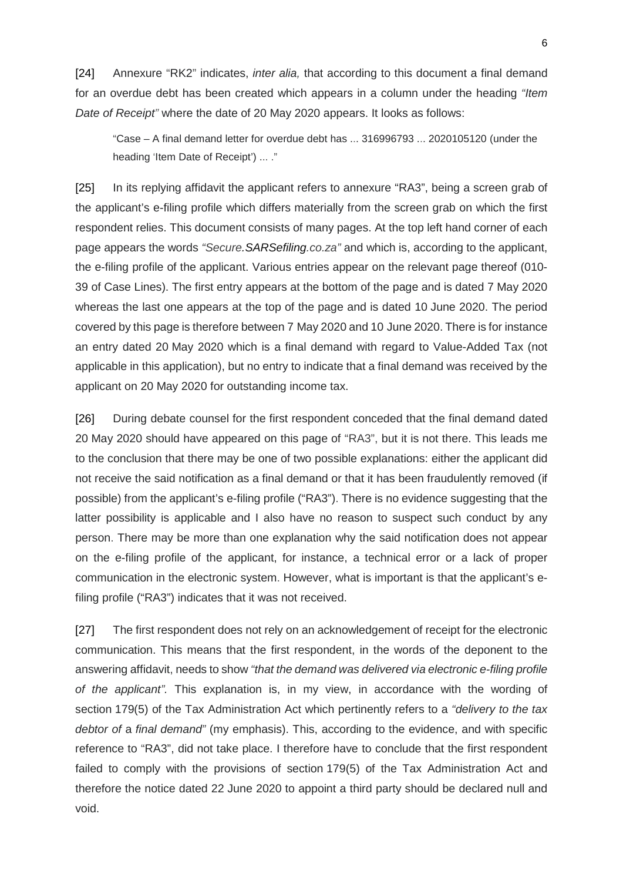[24] Annexure "RK2" indicates, *inter alia,* that according to this document a final demand for an overdue debt has been created which appears in a column under the heading *"Item Date of Receipt"* where the date of 20 May 2020 appears. It looks as follows:

> "Case – A final demand letter for overdue debt has ... 316996793 ... 2020105120 (under the heading 'Item Date of Receipt') ... ."

[25] In its replying affidavit the applicant refers to annexure "RA3", being a screen grab of the applicant's e-filing profile which differs materially from the screen grab on which the first respondent relies. This document consists of many pages. At the top left hand corner of each page appears the words *"Secure.SARSefiling.co.za"* and which is, according to the applicant, the e-filing profile of the applicant. Various entries appear on the relevant page thereof (010-39 of Case Lines). The first entry appears at the bottom of the page and is dated 7 May 2020 whereas the last one appears at the top of the page and is dated 10 June 2020. The period covered by this page is therefore between 7 May 2020 and 10 June 2020. There is for instance an entry dated 20 May 2020 which is a final demand with regard to Value-Added Tax (not applicable in this application), but no entry to indicate that a final demand was received by the applicant on 20 May 2020 for outstanding income tax.

[26] During debate counsel for the first respondent conceded that the final demand dated 20 May 2020 should have appeared on this page of "RA3", but it is not there. This leads me to the conclusion that there may be one of two possible explanations: either the applicant did not receive the said notification as a final demand or that it has been fraudulently removed (if possible) from the applicant's e-filing profile ("RA3"). There is no evidence suggesting that the latter possibility is applicable and I also have no reason to suspect such conduct by any person. There may be more than one explanation why the said notification does not appear on the e-filing profile of the applicant, for instance, a technical error or a lack of proper communication in the electronic system. However, what is important is that the applicant's e-filing profile ("RA3") indicates that it was not received.

[27] The first respondent does not rely on an acknowledgement of receipt for the electronic communication. This means that the first respondent, in the words of the deponent to the answering affidavit, needs to show *"that the demand was delivered via electronic e-filing profile of the applicant".* This explanation is, in my view, in accordance with the wording of section 179(5) of the Tax Administration Act which pertinently refers to a *"delivery to the tax debtor of a final demand"* (my emphasis). This, according to the evidence, and with specific reference to "RA3", did not take place. I therefore have to conclude that the first respondent failed to comply with the provisions of section 179(5) of the Tax Administration Act and therefore the notice dated 22 June 2020 to appoint a third party should be declared null and void.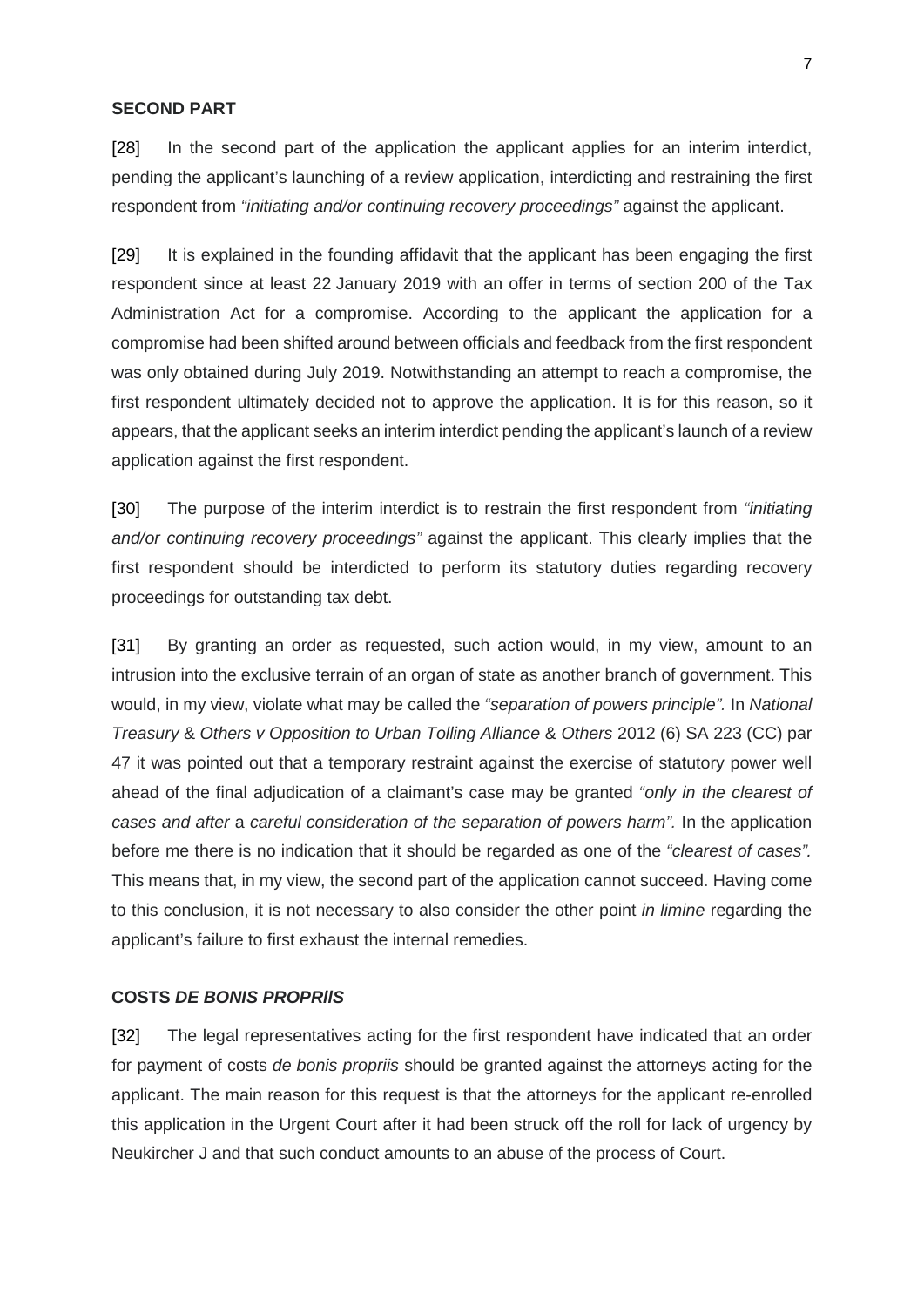**SECOND PART**

[28] In the second part of the application the applicant applies for an interim interdict, pending the applicant's launching of a review application, interdicting and restraining the first respondent from *"initiating and/or continuing recovery proceedings"* against the applicant.

[29] It is explained in the founding affidavit that the applicant has been engaging the first respondent since at least 22 January 2019 with an offer in terms of section 200 of the Tax Administration Act for a compromise. According to the applicant the application for a compromise had been shifted around between officials and feedback from the first respondent was only obtained during July 2019. Notwithstanding an attempt to reach a compromise, the first respondent ultimately decided not to approve the application. It is for this reason, so it appears, that the applicant seeks an interim interdict pending the applicant's launch of a review application against the first respondent.

[30] The purpose of the interim interdict is to restrain the first respondent from *"initiating and/or continuing recovery proceedings"* against the applicant. This clearly implies that the first respondent should be interdicted to perform its statutory duties regarding recovery proceedings for outstanding tax debt.

[31] By granting an order as requested, such action would, in my view, amount to an intrusion into the exclusive terrain of an organ of state as another branch of government. This would, in my view, violate what may be called the *"separation of powers principle".* In *National Treasury & Others v Opposition to Urban Tolling Alliance & Others* 2012 (6) SA 223 (CC) par 47 it was pointed out that a temporary restraint against the exercise of statutory power well ahead of the final adjudication of a claimant's case may be granted *"only in the clearest of cases and after a careful consideration of the separation of powers harm".* In the application before me there is no indication that it should be regarded as one of the *"clearest of cases".* This means that, in my view, the second part of the application cannot succeed. Having come to this conclusion, it is not necessary to also consider the other point *in limine* regarding the applicant's failure to first exhaust the internal remedies.

**COSTS *DE BONIS PROPRIIS***

[32] The legal representatives acting for the first respondent have indicated that an order for payment of costs *de bonis propriis* should be granted against the attorneys acting for the applicant. The main reason for this request is that the attorneys for the applicant re-enrolled this application in the Urgent Court after it had been struck off the roll for lack of urgency by Neukircher J and that such conduct amounts to an abuse of the process of Court.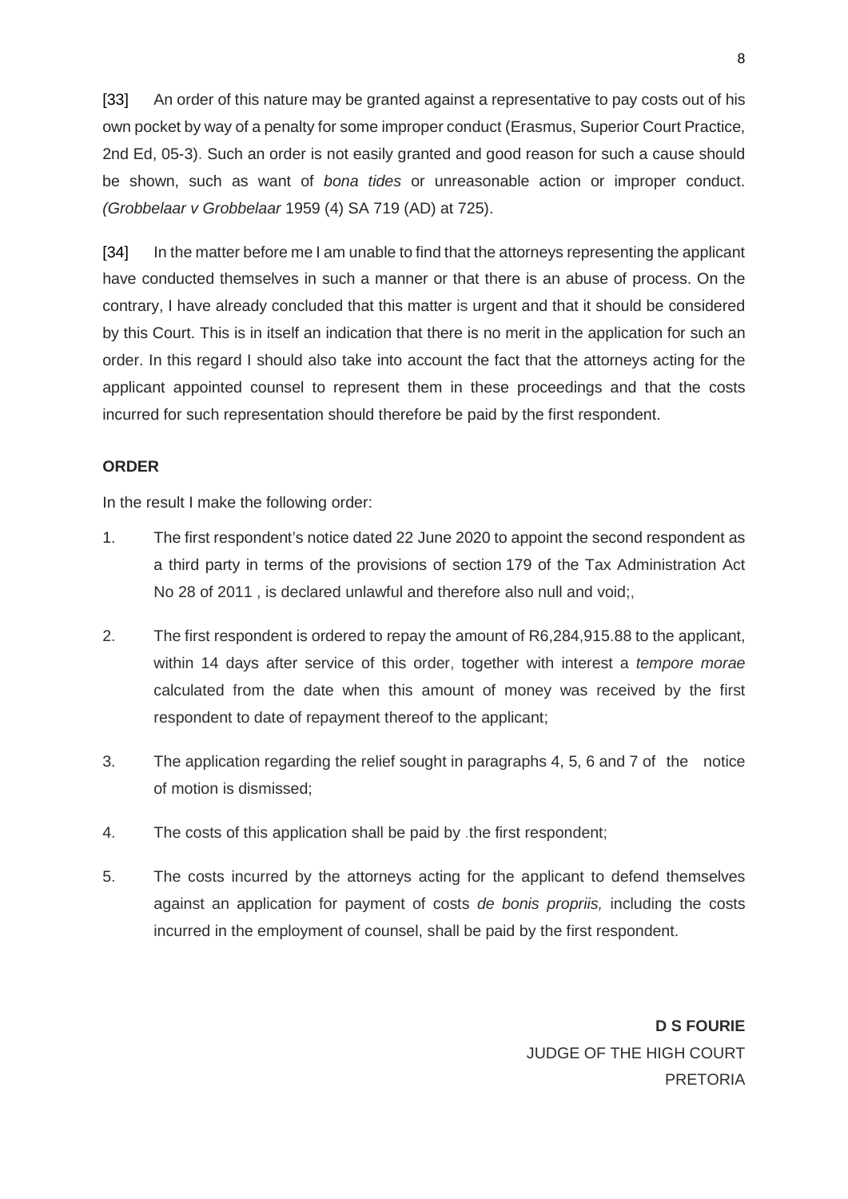[33] An order of this nature may be granted against a representative to pay costs out of his own pocket by way of a penalty for some improper conduct (Erasmus, Superior Court Practice, 2nd Ed, 05-3). Such an order is not easily granted and good reason for such a cause should be shown, such as want of *bona tides* or unreasonable action or improper conduct. *(Grobbelaar v Grobbelaar* 1959 (4) SA 719 (AD) at 725).

[34] In the matter before me I am unable to find that the attorneys representing the applicant have conducted themselves in such a manner or that there is an abuse of process. On the contrary, I have already concluded that this matter is urgent and that it should be considered by this Court. This is in itself an indication that there is no merit in the application for such an order. In this regard I should also take into account the fact that the attorneys acting for the applicant appointed counsel to represent them in these proceedings and that the costs incurred for such representation should therefore be paid by the first respondent.

**ORDER**

In the result I make the following order:

1. The first respondent's notice dated 22 June 2020 to appoint the second respondent as a third party in terms of the provisions of section 179 of the Tax Administration Act No 28 of 2011 , is declared unlawful and therefore also null and void;,

2. The first respondent is ordered to repay the amount of R6,284,915.88 to the applicant, within 14 days after service of this order, together with interest a *tempore morae* calculated from the date when this amount of money was received by the first respondent to date of repayment thereof to the applicant;

3. The application regarding the relief sought in paragraphs 4, 5, 6 and 7 of the notice of motion is dismissed;

4. The costs of this application shall be paid by .the first respondent;

5. The costs incurred by the attorneys acting for the applicant to defend themselves against an application for payment of costs *de bonis propriis,* including the costs incurred in the employment of counsel, shall be paid by the first respondent.

**D S FOURIE**
JUDGE OF THE HIGH COURT
PRETORIA